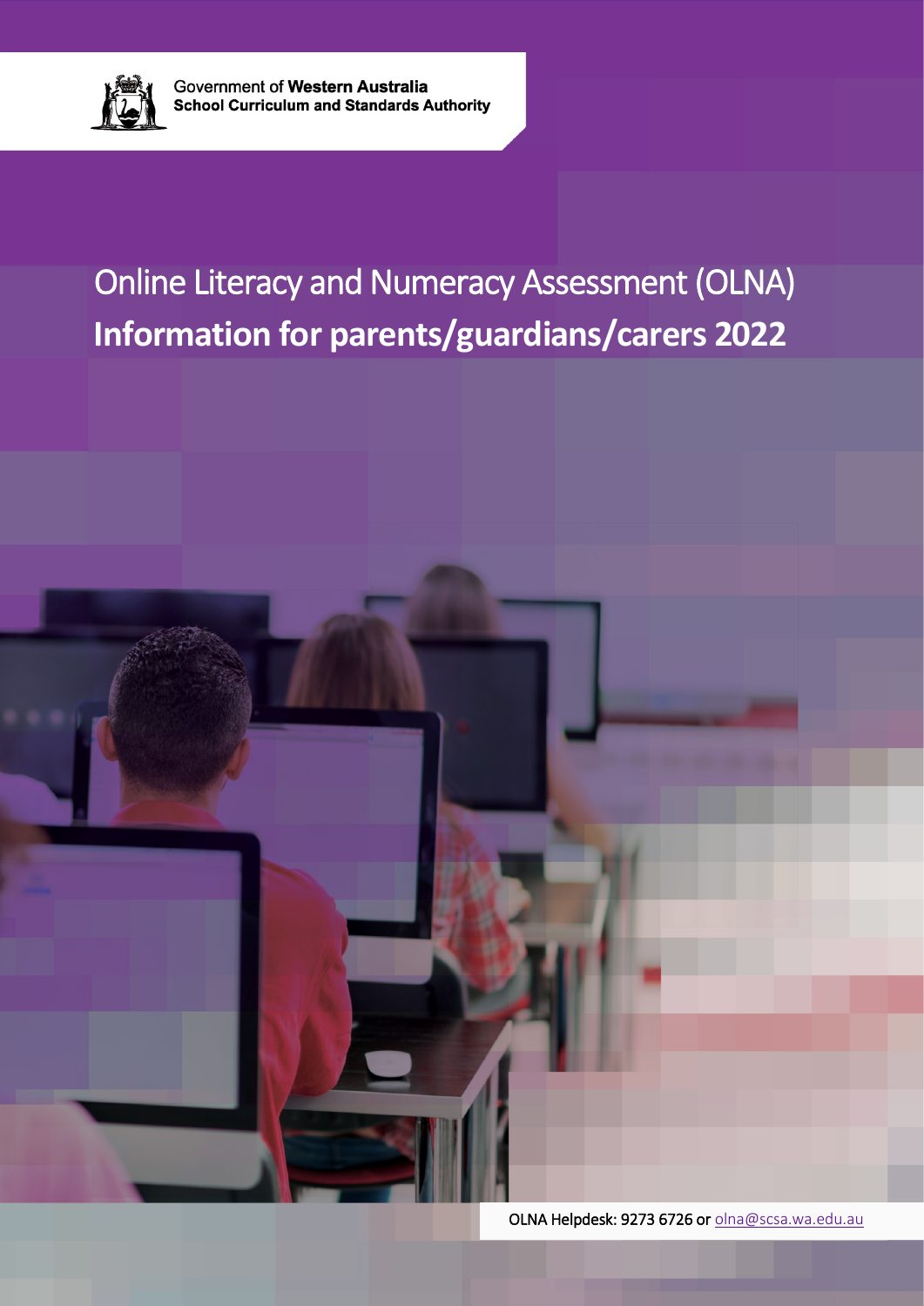Government of **Western Australia**
**School Curriculum and Standards Authority**

# Online Literacy and Numeracy Assessment (OLNA)
# **Information for parents/guardians/carers 2022**

OLNA Helpdesk: 9273 6726 or olna@scsa.wa.edu.au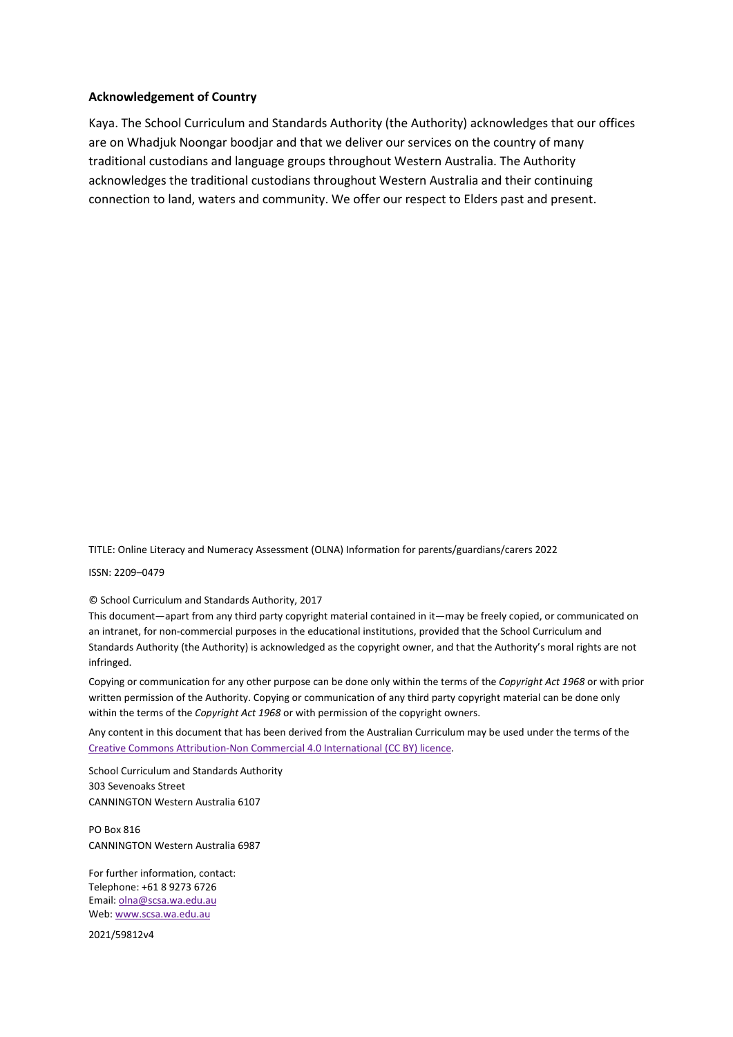**Acknowledgement of Country**

Kaya. The School Curriculum and Standards Authority (the Authority) acknowledges that our offices are on Whadjuk Noongar boodjar and that we deliver our services on the country of many traditional custodians and language groups throughout Western Australia. The Authority acknowledges the traditional custodians throughout Western Australia and their continuing connection to land, waters and community. We offer our respect to Elders past and present.

TITLE: Online Literacy and Numeracy Assessment (OLNA) Information for parents/guardians/carers 2022

ISSN: 2209–0479

© School Curriculum and Standards Authority, 2017

This document—apart from any third party copyright material contained in it—may be freely copied, or communicated on an intranet, for non-commercial purposes in the educational institutions, provided that the School Curriculum and Standards Authority (the Authority) is acknowledged as the copyright owner, and that the Authority's moral rights are not infringed.

Copying or communication for any other purpose can be done only within the terms of the *Copyright Act 1968* or with prior written permission of the Authority. Copying or communication of any third party copyright material can be done only within the terms of the *Copyright Act 1968* or with permission of the copyright owners.

Any content in this document that has been derived from the Australian Curriculum may be used under the terms of the Creative Commons Attribution-Non Commercial 4.0 International (CC BY) licence.

School Curriculum and Standards Authority
303 Sevenoaks Street
CANNINGTON Western Australia 6107

PO Box 816
CANNINGTON Western Australia 6987

For further information, contact:
Telephone: +61 8 9273 6726
Email: olna@scsa.wa.edu.au
Web: www.scsa.wa.edu.au

2021/59812v4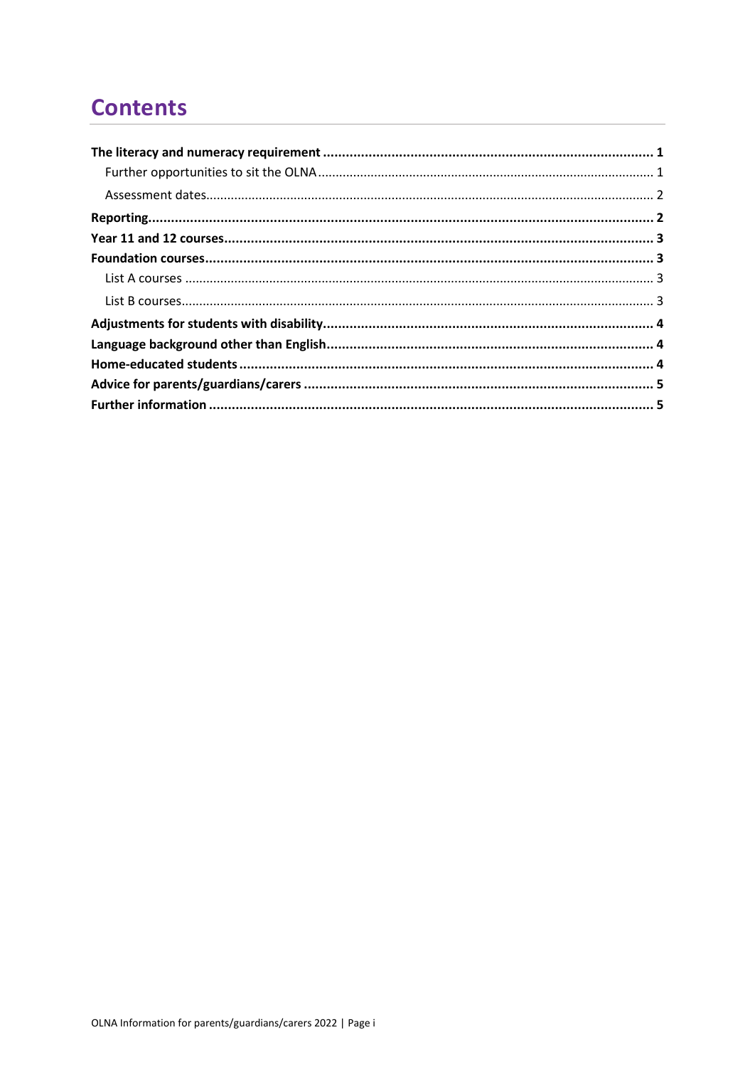# Contents

**The literacy and numeracy requirement** .......... **1**

- Further opportunities to sit the OLNA .......... 1
- Assessment dates .......... 2

**Reporting** .......... **2**

**Year 11 and 12 courses** .......... **3**

**Foundation courses** .......... **3**

- List A courses .......... 3
- List B courses .......... 3

**Adjustments for students with disability** .......... **4**

**Language background other than English** .......... **4**

**Home-educated students** .......... **4**

**Advice for parents/guardians/carers** .......... **5**

**Further information** .......... **5**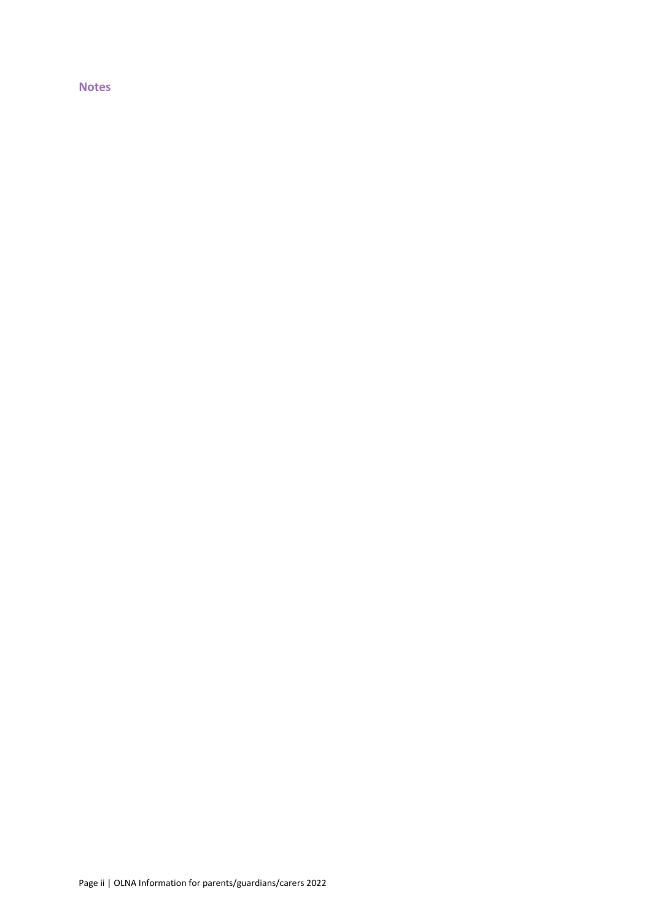## Notes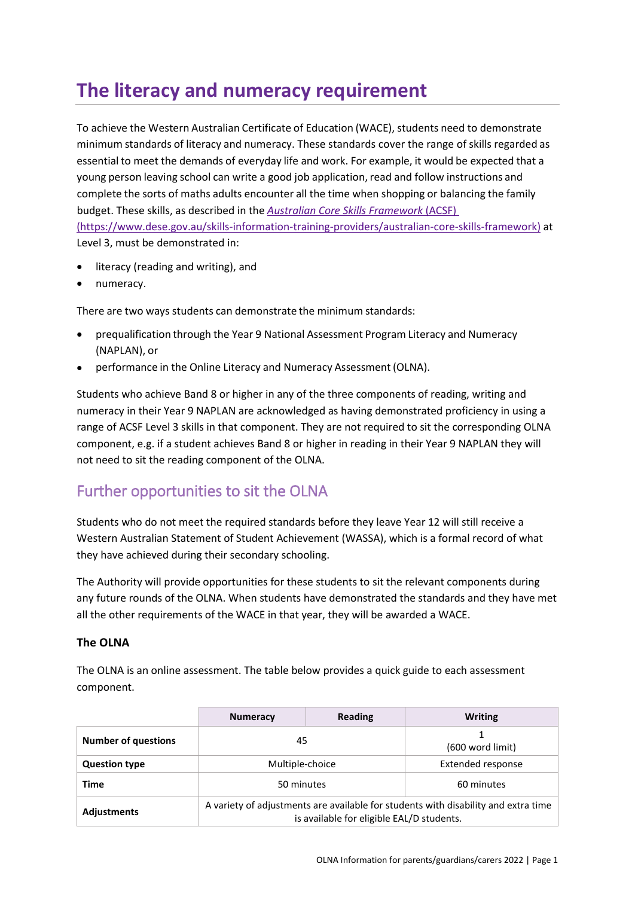# The literacy and numeracy requirement

To achieve the Western Australian Certificate of Education (WACE), students need to demonstrate minimum standards of literacy and numeracy. These standards cover the range of skills regarded as essential to meet the demands of everyday life and work. For example, it would be expected that a young person leaving school can write a good job application, read and follow instructions and complete the sorts of maths adults encounter all the time when shopping or balancing the family budget. These skills, as described in the *Australian Core Skills Framework* (ACSF) (https://www.dese.gov.au/skills-information-training-providers/australian-core-skills-framework) at Level 3, must be demonstrated in:

- literacy (reading and writing), and
- numeracy.

There are two ways students can demonstrate the minimum standards:

- prequalification through the Year 9 National Assessment Program Literacy and Numeracy (NAPLAN), or
- performance in the Online Literacy and Numeracy Assessment (OLNA).

Students who achieve Band 8 or higher in any of the three components of reading, writing and numeracy in their Year 9 NAPLAN are acknowledged as having demonstrated proficiency in using a range of ACSF Level 3 skills in that component. They are not required to sit the corresponding OLNA component, e.g. if a student achieves Band 8 or higher in reading in their Year 9 NAPLAN they will not need to sit the reading component of the OLNA.

## Further opportunities to sit the OLNA

Students who do not meet the required standards before they leave Year 12 will still receive a Western Australian Statement of Student Achievement (WASSA), which is a formal record of what they have achieved during their secondary schooling.

The Authority will provide opportunities for these students to sit the relevant components during any future rounds of the OLNA. When students have demonstrated the standards and they have met all the other requirements of the WACE in that year, they will be awarded a WACE.

### The OLNA

The OLNA is an online assessment. The table below provides a quick guide to each assessment component.

| | Numeracy | Reading | Writing |
|---|---|---|---|
| **Number of questions** | 45 | | 1<br>(600 word limit) |
| **Question type** | Multiple-choice | | Extended response |
| **Time** | 50 minutes | | 60 minutes |
| **Adjustments** | A variety of adjustments are available for students with disability and extra time is available for eligible EAL/D students. | | |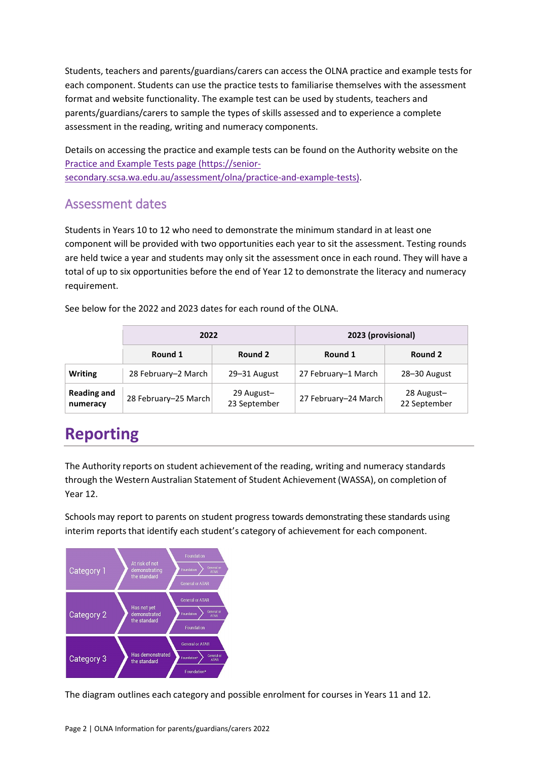Students, teachers and parents/guardians/carers can access the OLNA practice and example tests for each component. Students can use the practice tests to familiarise themselves with the assessment format and website functionality. The example test can be used by students, teachers and parents/guardians/carers to sample the types of skills assessed and to experience a complete assessment in the reading, writing and numeracy components.

Details on accessing the practice and example tests can be found on the Authority website on the [Practice and Example Tests page (https://senior-secondary.scsa.wa.edu.au/assessment/olna/practice-and-example-tests)](https://senior-secondary.scsa.wa.edu.au/assessment/olna/practice-and-example-tests).

## Assessment dates

Students in Years 10 to 12 who need to demonstrate the minimum standard in at least one component will be provided with two opportunities each year to sit the assessment. Testing rounds are held twice a year and students may only sit the assessment once in each round. They will have a total of up to six opportunities before the end of Year 12 to demonstrate the literacy and numeracy requirement.

See below for the 2022 and 2023 dates for each round of the OLNA.

| | 2022 | | 2023 (provisional) | |
|---|---|---|---|---|
| | Round 1 | Round 2 | Round 1 | Round 2 |
| **Writing** | 28 February–2 March | 29–31 August | 27 February–1 March | 28–30 August |
| **Reading and numeracy** | 28 February–25 March | 29 August–23 September | 27 February–24 March | 28 August–22 September |

# Reporting

The Authority reports on student achievement of the reading, writing and numeracy standards through the Western Australian Statement of Student Achievement (WASSA), on completion of Year 12.

Schools may report to parents on student progress towards demonstrating these standards using interim reports that identify each student's category of achievement for each component.

| Category | Description | Possible enrolment |
|---|---|---|
| Category 1 | At risk of not demonstrating the standard | Foundation; Foundation > General or ATAR; General or ATAR |
| Category 2 | Has not yet demonstrated the standard | General or ATAR; Foundation > General or ATAR; Foundation |
| Category 3 | Has demonstrated the standard | General or ATAR; Foundation* > General or ATAR; Foundation* |

The diagram outlines each category and possible enrolment for courses in Years 11 and 12.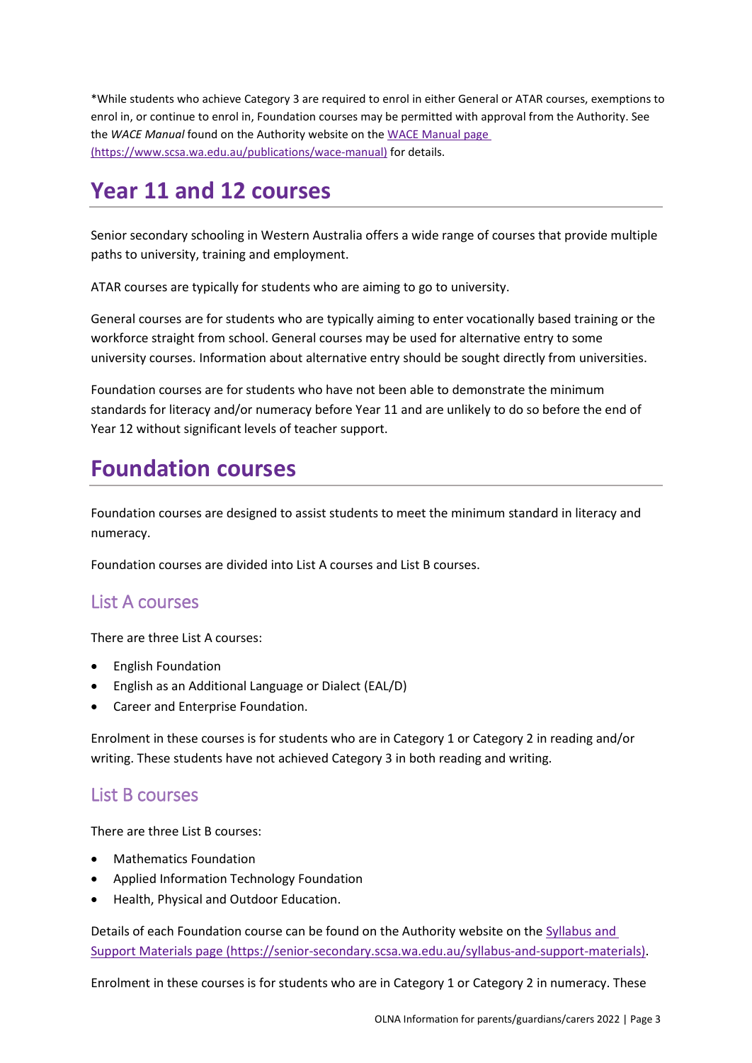*While students who achieve Category 3 are required to enrol in either General or ATAR courses, exemptions to enrol in, or continue to enrol in, Foundation courses may be permitted with approval from the Authority. See the *WACE Manual* found on the Authority website on the [WACE Manual page (https://www.scsa.wa.edu.au/publications/wace-manual)](https://www.scsa.wa.edu.au/publications/wace-manual) for details.

# Year 11 and 12 courses

Senior secondary schooling in Western Australia offers a wide range of courses that provide multiple paths to university, training and employment.

ATAR courses are typically for students who are aiming to go to university.

General courses are for students who are typically aiming to enter vocationally based training or the workforce straight from school. General courses may be used for alternative entry to some university courses. Information about alternative entry should be sought directly from universities.

Foundation courses are for students who have not been able to demonstrate the minimum standards for literacy and/or numeracy before Year 11 and are unlikely to do so before the end of Year 12 without significant levels of teacher support.

# Foundation courses

Foundation courses are designed to assist students to meet the minimum standard in literacy and numeracy.

Foundation courses are divided into List A courses and List B courses.

## List A courses

There are three List A courses:

- English Foundation
- English as an Additional Language or Dialect (EAL/D)
- Career and Enterprise Foundation.

Enrolment in these courses is for students who are in Category 1 or Category 2 in reading and/or writing. These students have not achieved Category 3 in both reading and writing.

## List B courses

There are three List B courses:

- Mathematics Foundation
- Applied Information Technology Foundation
- Health, Physical and Outdoor Education.

Details of each Foundation course can be found on the Authority website on the [Syllabus and Support Materials page (https://senior-secondary.scsa.wa.edu.au/syllabus-and-support-materials)](https://senior-secondary.scsa.wa.edu.au/syllabus-and-support-materials).

Enrolment in these courses is for students who are in Category 1 or Category 2 in numeracy. These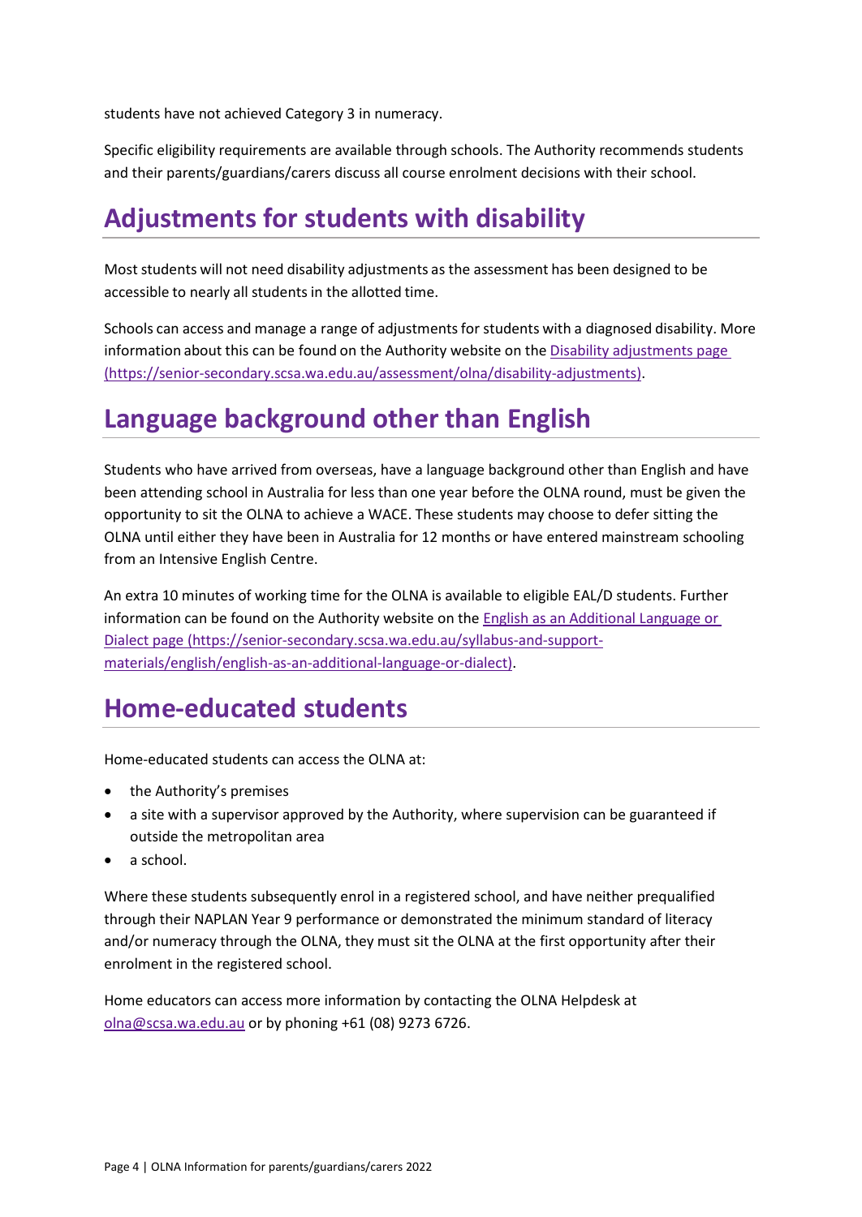students have not achieved Category 3 in numeracy.

Specific eligibility requirements are available through schools. The Authority recommends students and their parents/guardians/carers discuss all course enrolment decisions with their school.

# Adjustments for students with disability

Most students will not need disability adjustments as the assessment has been designed to be accessible to nearly all students in the allotted time.

Schools can access and manage a range of adjustments for students with a diagnosed disability. More information about this can be found on the Authority website on the [Disability adjustments page (https://senior-secondary.scsa.wa.edu.au/assessment/olna/disability-adjustments)](https://senior-secondary.scsa.wa.edu.au/assessment/olna/disability-adjustments).

# Language background other than English

Students who have arrived from overseas, have a language background other than English and have been attending school in Australia for less than one year before the OLNA round, must be given the opportunity to sit the OLNA to achieve a WACE. These students may choose to defer sitting the OLNA until either they have been in Australia for 12 months or have entered mainstream schooling from an Intensive English Centre.

An extra 10 minutes of working time for the OLNA is available to eligible EAL/D students. Further information can be found on the Authority website on the [English as an Additional Language or Dialect page (https://senior-secondary.scsa.wa.edu.au/syllabus-and-support-materials/english/english-as-an-additional-language-or-dialect)](https://senior-secondary.scsa.wa.edu.au/syllabus-and-support-materials/english/english-as-an-additional-language-or-dialect).

# Home-educated students

Home-educated students can access the OLNA at:

- the Authority's premises
- a site with a supervisor approved by the Authority, where supervision can be guaranteed if outside the metropolitan area
- a school.

Where these students subsequently enrol in a registered school, and have neither prequalified through their NAPLAN Year 9 performance or demonstrated the minimum standard of literacy and/or numeracy through the OLNA, they must sit the OLNA at the first opportunity after their enrolment in the registered school.

Home educators can access more information by contacting the OLNA Helpdesk at [olna@scsa.wa.edu.au](mailto:olna@scsa.wa.edu.au) or by phoning +61 (08) 9273 6726.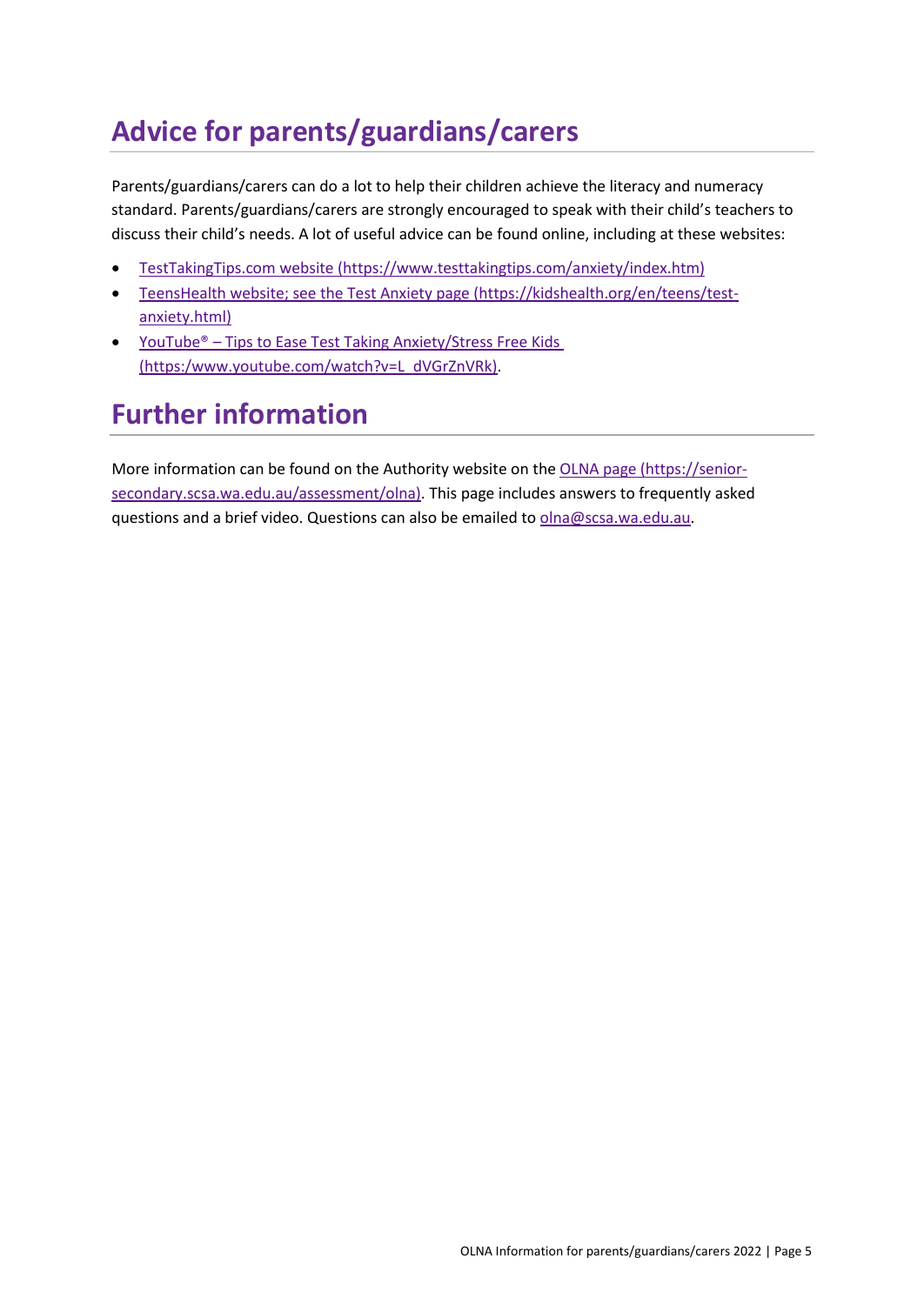## Advice for parents/guardians/carers

Parents/guardians/carers can do a lot to help their children achieve the literacy and numeracy standard. Parents/guardians/carers are strongly encouraged to speak with their child's teachers to discuss their child's needs. A lot of useful advice can be found online, including at these websites:

- [TestTakingTips.com website (https://www.testtakingtips.com/anxiety/index.htm)](https://www.testtakingtips.com/anxiety/index.htm)
- [TeensHealth website; see the Test Anxiety page (https://kidshealth.org/en/teens/test-anxiety.html)](https://kidshealth.org/en/teens/test-anxiety.html)
- [YouTube® – Tips to Ease Test Taking Anxiety/Stress Free Kids (https:/www.youtube.com/watch?v=L_dVGrZnVRk)](https://www.youtube.com/watch?v=L_dVGrZnVRk).

## Further information

More information can be found on the Authority website on the [OLNA page (https://senior-secondary.scsa.wa.edu.au/assessment/olna)](https://senior-secondary.scsa.wa.edu.au/assessment/olna). This page includes answers to frequently asked questions and a brief video. Questions can also be emailed to [olna@scsa.wa.edu.au](mailto:olna@scsa.wa.edu.au).